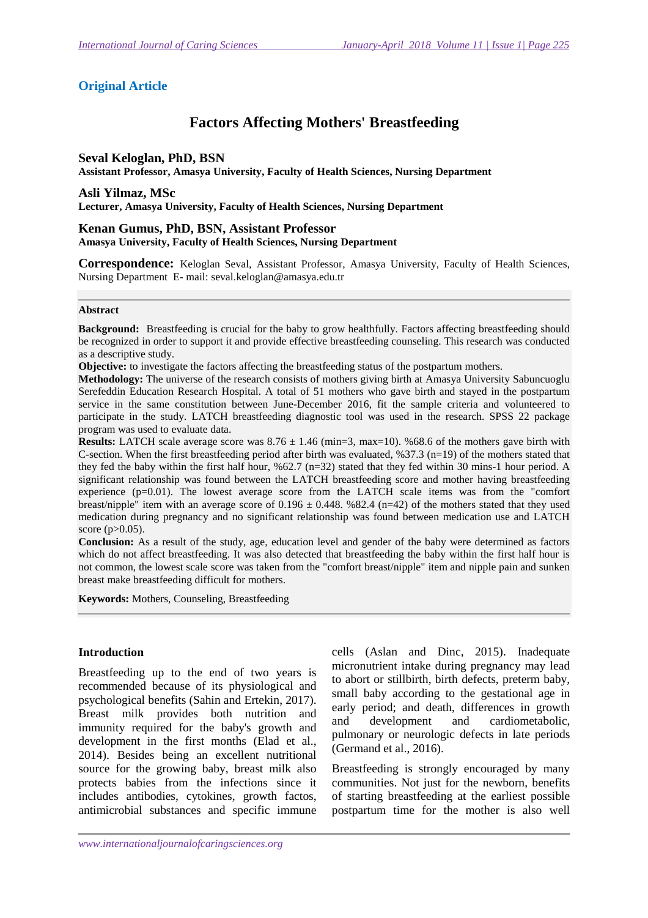**Original Article**

# Factors Affecting Mothers' Breastfeeding

**Seval Keloglan, PhD, BSN**
**Assistant Professor, Amasya University, Faculty of Health Sciences, Nursing Department**

**Asli Yilmaz, MSc**
**Lecturer, Amasya University, Faculty of Health Sciences, Nursing Department**

**Kenan Gumus, PhD, BSN, Assistant Professor**
**Amasya University, Faculty of Health Sciences, Nursing Department**

**Correspondence:** Keloglan Seval, Assistant Professor, Amasya University, Faculty of Health Sciences, Nursing Department E- mail: seval.keloglan@amasya.edu.tr

## Abstract

**Background:** Breastfeeding is crucial for the baby to grow healthfully. Factors affecting breastfeeding should be recognized in order to support it and provide effective breastfeeding counseling. This research was conducted as a descriptive study.

**Objective:** to investigate the factors affecting the breastfeeding status of the postpartum mothers.

**Methodology:** The universe of the research consists of mothers giving birth at Amasya University Sabuncuoglu Serefeddin Education Research Hospital. A total of 51 mothers who gave birth and stayed in the postpartum service in the same constitution between June-December 2016, fit the sample criteria and volunteered to participate in the study. LATCH breastfeeding diagnostic tool was used in the research. SPSS 22 package program was used to evaluate data.

**Results:** LATCH scale average score was 8.76 ± 1.46 (min=3, max=10). %68.6 of the mothers gave birth with C-section. When the first breastfeeding period after birth was evaluated, %37.3 (n=19) of the mothers stated that they fed the baby within the first half hour, %62.7 (n=32) stated that they fed within 30 mins-1 hour period. A significant relationship was found between the LATCH breastfeeding score and mother having breastfeeding experience ($p=0.01$). The lowest average score from the LATCH scale items was from the "comfort breast/nipple" item with an average score of 0.196 ± 0.448. %82.4 (n=42) of the mothers stated that they used medication during pregnancy and no significant relationship was found between medication use and LATCH score ($p>0.05$).

**Conclusion:** As a result of the study, age, education level and gender of the baby were determined as factors which do not affect breastfeeding. It was also detected that breastfeeding the baby within the first half hour is not common, the lowest scale score was taken from the "comfort breast/nipple" item and nipple pain and sunken breast make breastfeeding difficult for mothers.

**Keywords:** Mothers, Counseling, Breastfeeding

## Introduction

Breastfeeding up to the end of two years is recommended because of its physiological and psychological benefits (Sahin and Ertekin, 2017). Breast milk provides both nutrition and immunity required for the baby's growth and development in the first months (Elad et al., 2014). Besides being an excellent nutritional source for the growing baby, breast milk also protects babies from the infections since it includes antibodies, cytokines, growth factos, antimicrobial substances and specific immune cells (Aslan and Dinc, 2015). Inadequate micronutrient intake during pregnancy may lead to abort or stillbirth, birth defects, preterm baby, small baby according to the gestational age in early period; and death, differences in growth and development and cardiometabolic, pulmonary or neurologic defects in late periods (Germand et al., 2016).

Breastfeeding is strongly encouraged by many communities. Not just for the newborn, benefits of starting breastfeeding at the earliest possible postpartum time for the mother is also well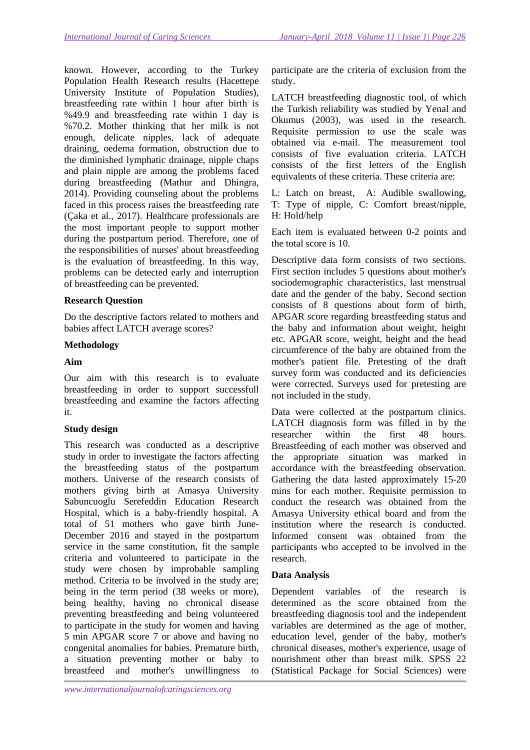known. However, according to the Turkey Population Health Research results (Hacettepe University Institute of Population Studies), breastfeeding rate within 1 hour after birth is %49.9 and breastfeeding rate within 1 day is %70.2. Mother thinking that her milk is not enough, delicate nipples, lack of adequate draining, oedema formation, obstruction due to the diminished lymphatic drainage, nipple chaps and plain nipple are among the problems faced during breastfeeding (Mathur and Dhingra, 2014). Providing counseling about the problems faced in this process raises the breastfeeding rate (Çaka et al., 2017). Healthcare professionals are the most important people to support mother during the postpartum period. Therefore, one of the responsibilities of nurses' about breastfeeding is the evaluation of breastfeeding. In this way, problems can be detected early and interruption of breastfeeding can be prevented.

**Research Question**

Do the descriptive factors related to mothers and babies affect LATCH average scores?

**Methodology**

**Aim**

Our aim with this research is to evaluate breastfeeding in order to support successfull breastfeeding and examine the factors affecting it.

**Study design**

This research was conducted as a descriptive study in order to investigate the factors affecting the breastfeeding status of the postpartum mothers. Universe of the research consists of mothers giving birth at Amasya University Sabuncuoglu Serefeddin Education Research Hospital, which is a baby-friendly hospital. A total of 51 mothers who gave birth June-December 2016 and stayed in the postpartum service in the same constitution, fit the sample criteria and volunteered to participate in the study were chosen by improbable sampling method. Criteria to be involved in the study are; being in the term period (38 weeks or more), being healthy, having no chronical disease preventing breastfeeding and being volunteered to participate in the study for women and having 5 min APGAR score 7 or above and having no congenital anomalies for babies. Premature birth, a situation preventing mother or baby to breastfeed and mother's unwillingness to participate are the criteria of exclusion from the study.

LATCH breastfeeding diagnostic tool, of which the Turkish reliability was studied by Yenal and Okumus (2003), was used in the research. Requisite permission to use the scale was obtained via e-mail. The measurement tool consists of five evaluation criteria. LATCH consists of the first letters of the English equivalents of these criteria. These criteria are:

L: Latch on breast, A: Audible swallowing, T: Type of nipple, C: Comfort breast/nipple, H: Hold/help

Each item is evaluated between 0-2 points and the total score is 10.

Descriptive data form consists of two sections. First section includes 5 questions about mother's sociodemographic characteristics, last menstrual date and the gender of the baby. Second section consists of 8 questions about form of birth, APGAR score regarding breastfeeding status and the baby and information about weight, height etc. APGAR score, weight, height and the head circumference of the baby are obtained from the mother's patient file. Pretesting of the draft survey form was conducted and its deficiencies were corrected. Surveys used for pretesting are not included in the study.

Data were collected at the postpartum clinics. LATCH diagnosis form was filled in by the researcher within the first 48 hours. Breastfeeding of each mother was observed and the appropriate situation was marked in accordance with the breastfeeding observation. Gathering the data lasted approximately 15-20 mins for each mother. Requisite permission to conduct the research was obtained from the Amasya University ethical board and from the institution where the research is conducted. Informed consent was obtained from the participants who accepted to be involved in the research.

**Data Analysis**

Dependent variables of the research is determined as the score obtained from the breastfeeding diagnosis tool and the independent variables are determined as the age of mother, education level, gender of the baby, mother's chronical diseases, mother's experience, usage of nourishment other than breast milk. SPSS 22 (Statistical Package for Social Sciences) were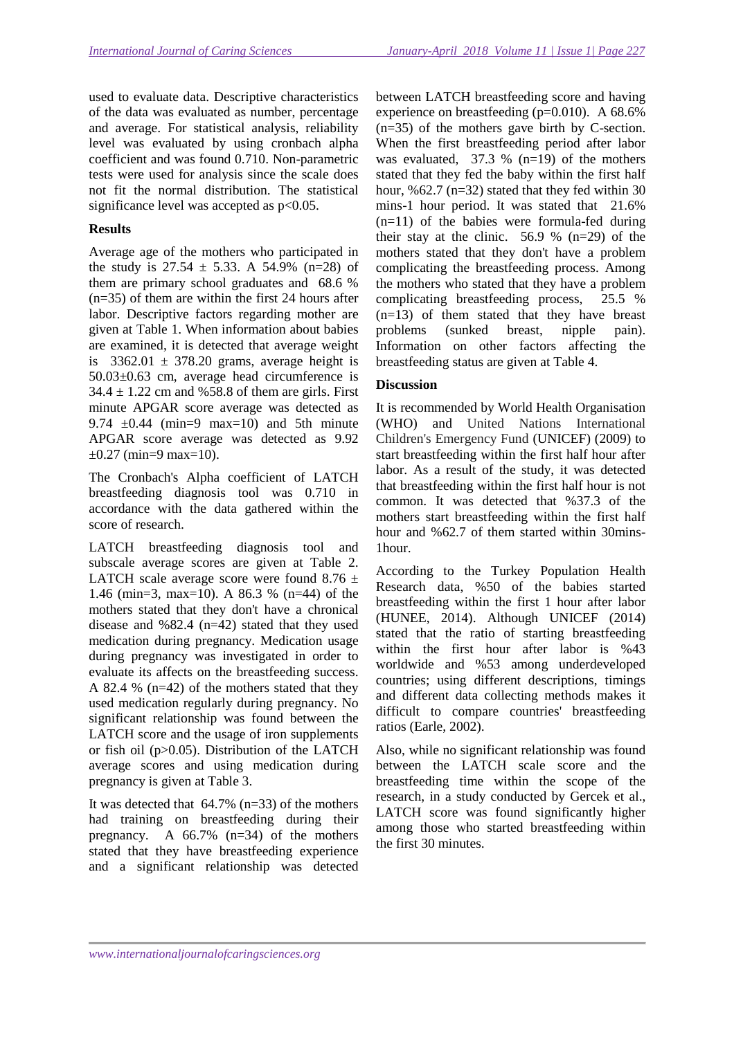used to evaluate data. Descriptive characteristics of the data was evaluated as number, percentage and average. For statistical analysis, reliability level was evaluated by using cronbach alpha coefficient and was found 0.710. Non-parametric tests were used for analysis since the scale does not fit the normal distribution. The statistical significance level was accepted as $p<0.05$.

## Results

Average age of the mothers who participated in the study is $27.54 \pm 5.33$. A 54.9% (n=28) of them are primary school graduates and 68.6 % (n=35) of them are within the first 24 hours after labor. Descriptive factors regarding mother are given at Table 1. When information about babies are examined, it is detected that average weight is $3362.01 \pm 378.20$ grams, average height is $50.03 \pm 0.63$ cm, average head circumference is $34.4 \pm 1.22$ cm and %58.8 of them are girls. First minute APGAR score average was detected as $9.74 \pm 0.44$ (min=9 max=10) and 5th minute APGAR score average was detected as $9.92 \pm 0.27$ (min=9 max=10).

The Cronbach's Alpha coefficient of LATCH breastfeeding diagnosis tool was 0.710 in accordance with the data gathered within the score of research.

LATCH breastfeeding diagnosis tool and subscale average scores are given at Table 2. LATCH scale average score were found $8.76 \pm 1.46$ (min=3, max=10). A 86.3 % (n=44) of the mothers stated that they don't have a chronical disease and %82.4 (n=42) stated that they used medication during pregnancy. Medication usage during pregnancy was investigated in order to evaluate its affects on the breastfeeding success. A 82.4 % (n=42) of the mothers stated that they used medication regularly during pregnancy. No significant relationship was found between the LATCH score and the usage of iron supplements or fish oil ($p>0.05$). Distribution of the LATCH average scores and using medication during pregnancy is given at Table 3.

It was detected that 64.7% (n=33) of the mothers had training on breastfeeding during their pregnancy. A 66.7% (n=34) of the mothers stated that they have breastfeeding experience and a significant relationship was detected between LATCH breastfeeding score and having experience on breastfeeding ($p=0.010$). A 68.6% (n=35) of the mothers gave birth by C-section. When the first breastfeeding period after labor was evaluated, 37.3 % (n=19) of the mothers stated that they fed the baby within the first half hour, %62.7 (n=32) stated that they fed within 30 mins-1 hour period. It was stated that 21.6% (n=11) of the babies were formula-fed during their stay at the clinic. 56.9 % (n=29) of the mothers stated that they don't have a problem complicating the breastfeeding process. Among the mothers who stated that they have a problem complicating breastfeeding process, 25.5 % (n=13) of them stated that they have breast problems (sunked breast, nipple pain). Information on other factors affecting the breastfeeding status are given at Table 4.

## Discussion

It is recommended by World Health Organisation (WHO) and United Nations International Children's Emergency Fund (UNICEF) (2009) to start breastfeeding within the first half hour after labor. As a result of the study, it was detected that breastfeeding within the first half hour is not common. It was detected that %37.3 of the mothers start breastfeeding within the first half hour and %62.7 of them started within 30mins-1hour.

According to the Turkey Population Health Research data, %50 of the babies started breastfeeding within the first 1 hour after labor (HUNEE, 2014). Although UNICEF (2014) stated that the ratio of starting breastfeeding within the first hour after labor is %43 worldwide and %53 among underdeveloped countries; using different descriptions, timings and different data collecting methods makes it difficult to compare countries' breastfeeding ratios (Earle, 2002).

Also, while no significant relationship was found between the LATCH scale score and the breastfeeding time within the scope of the research, in a study conducted by Gercek et al., LATCH score was found significantly higher among those who started breastfeeding within the first 30 minutes.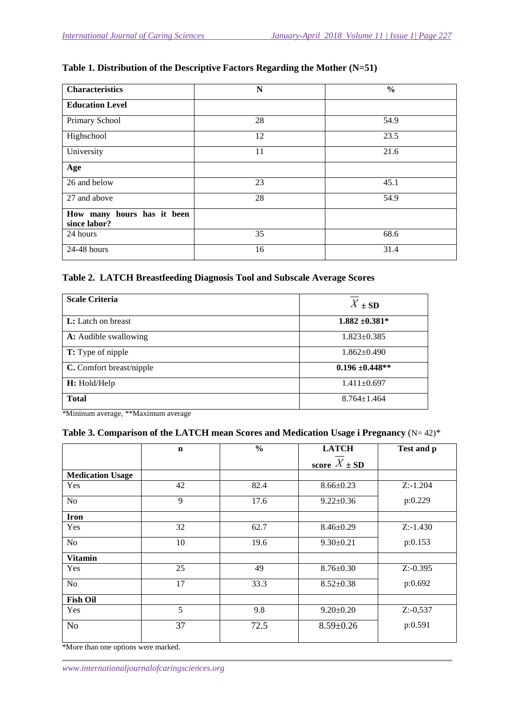**Table 1. Distribution of the Descriptive Factors Regarding the Mother (N=51)**

| Characteristics | N | % |
|---|---|---|
| **Education Level** | | |
| Primary School | 28 | 54.9 |
| Highschool | 12 | 23.5 |
| University | 11 | 21.6 |
| **Age** | | |
| 26 and below | 23 | 45.1 |
| 27 and above | 28 | 54.9 |
| **How many hours has it been since labor?** | | |
| 24 hours | 35 | 68.6 |
| 24-48 hours | 16 | 31.4 |

**Table 2. LATCH Breastfeeding Diagnosis Tool and Subscale Average Scores**

| Scale Criteria | $\overline{X}$ ± SD |
|---|---|
| **L:** Latch on breast | **1.882 ±0.381*** |
| **A:** Audible swallowing | 1.823±0.385 |
| **T:** Type of nipple | 1.862±0.490 |
| **C.** Comfort breast/nipple | **0.196 ±0.448**** |
| **H:** Hold/Help | 1.411±0.697 |
| **Total** | 8.764±1.464 |

*Mininum average, **Maximum average

**Table 3. Comparison of the LATCH mean Scores and Medication Usage i Pregnancy** (N= 42)*

| | n | % | LATCH score $\overline{X}$ ± SD | Test and p |
|---|---|---|---|---|
| **Medication Usage** | | | | |
| Yes | 42 | 82.4 | 8.66±0.23 | Z:-1.204 |
| No | 9 | 17.6 | 9.22±0.36 | p:0.229 |
| **Iron** | | | | |
| Yes | 32 | 62.7 | 8.46±0.29 | Z:-1.430 |
| No | 10 | 19.6 | 9.30±0.21 | p:0.153 |
| **Vitamin** | | | | |
| Yes | 25 | 49 | 8.76±0.30 | Z:-0.395 |
| No | 17 | 33.3 | 8.52±0.38 | p:0.692 |
| **Fish Oil** | | | | |
| Yes | 5 | 9.8 | 9.20±0.20 | Z:-0,537 |
| No | 37 | 72.5 | 8.59±0.26 | p:0.591 |

*More than one options were marked.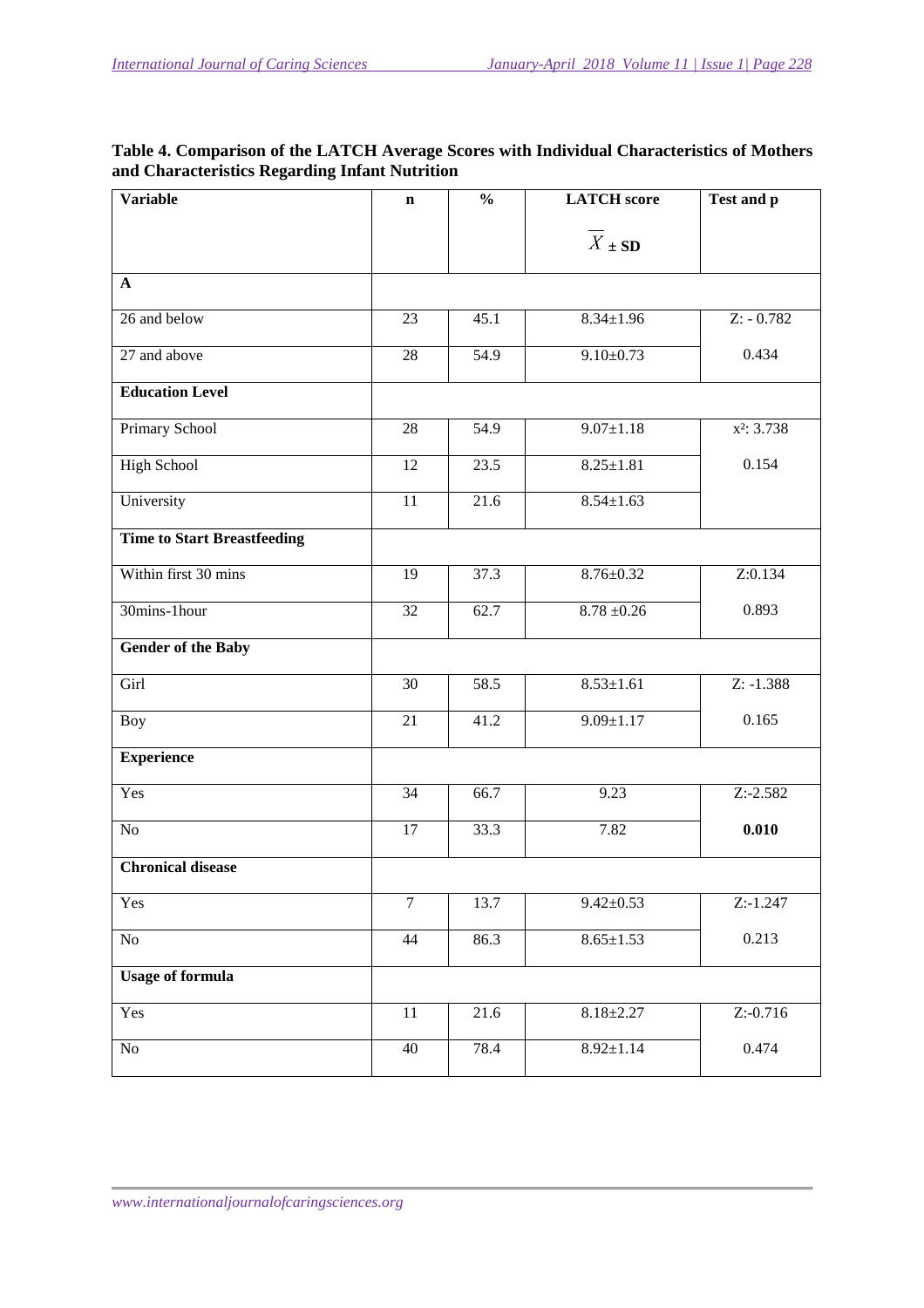**Table 4. Comparison of the LATCH Average Scores with Individual Characteristics of Mothers and Characteristics Regarding Infant Nutrition**

| Variable | n | % | LATCH score $\overline{X}$ ± SD | Test and p |
|---|---|---|---|---|
| **A** | | | | |
| 26 and below | 23 | 45.1 | 8.34±1.96 | Z: - 0.782 |
| 27 and above | 28 | 54.9 | 9.10±0.73 | 0.434 |
| **Education Level** | | | | |
| Primary School | 28 | 54.9 | 9.07±1.18 | $x^2$: 3.738 |
| High School | 12 | 23.5 | 8.25±1.81 | 0.154 |
| University | 11 | 21.6 | 8.54±1.63 | |
| **Time to Start Breastfeeding** | | | | |
| Within first 30 mins | 19 | 37.3 | 8.76±0.32 | Z:0.134 |
| 30mins-1hour | 32 | 62.7 | 8.78 ±0.26 | 0.893 |
| **Gender of the Baby** | | | | |
| Girl | 30 | 58.5 | 8.53±1.61 | Z: -1.388 |
| Boy | 21 | 41.2 | 9.09±1.17 | 0.165 |
| **Experience** | | | | |
| Yes | 34 | 66.7 | 9.23 | Z:-2.582 |
| No | 17 | 33.3 | 7.82 | **0.010** |
| **Chronical disease** | | | | |
| Yes | 7 | 13.7 | 9.42±0.53 | Z:-1.247 |
| No | 44 | 86.3 | 8.65±1.53 | 0.213 |
| **Usage of formula** | | | | |
| Yes | 11 | 21.6 | 8.18±2.27 | Z:-0.716 |
| No | 40 | 78.4 | 8.92±1.14 | 0.474 |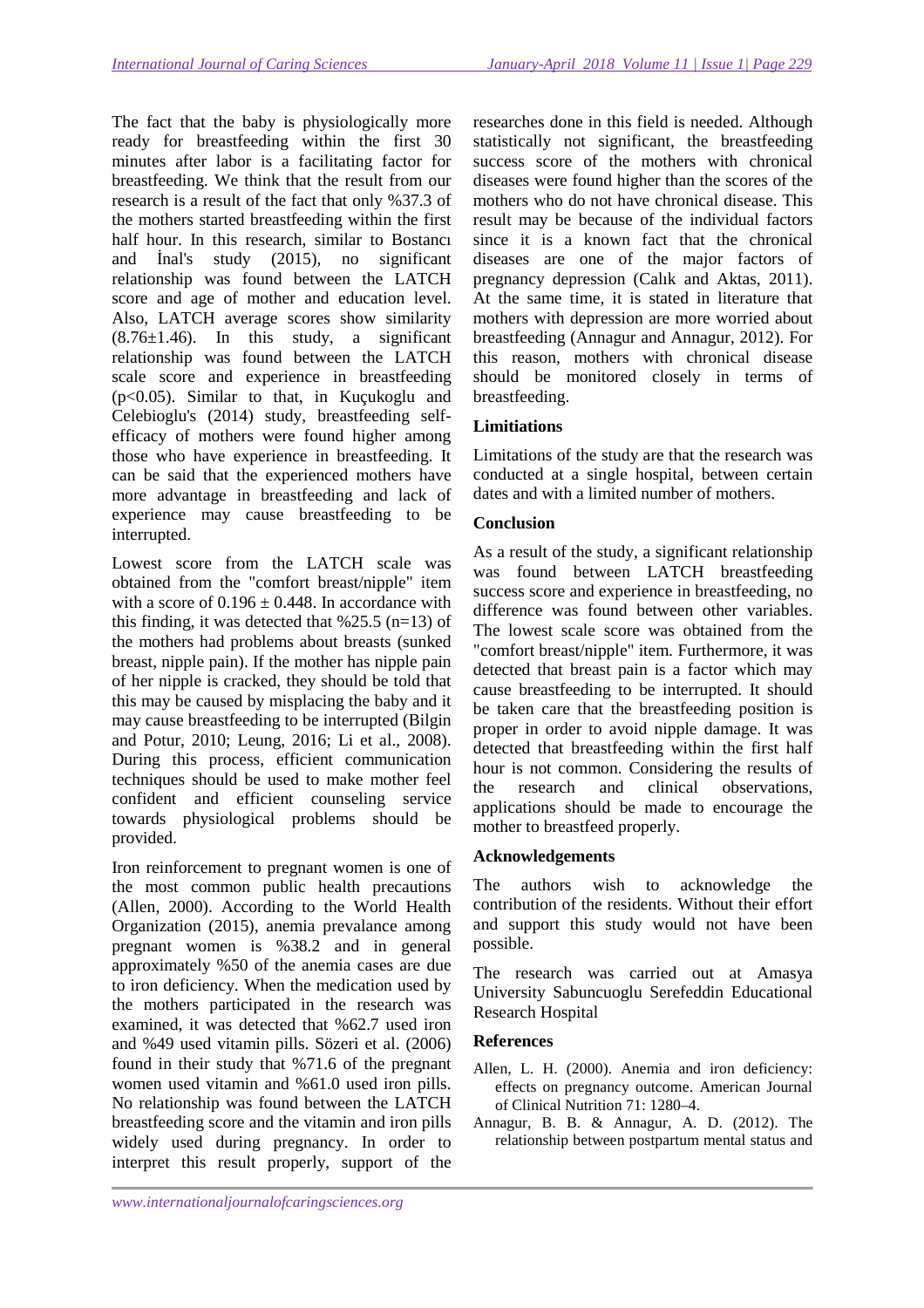The fact that the baby is physiologically more ready for breastfeeding within the first 30 minutes after labor is a facilitating factor for breastfeeding. We think that the result from our research is a result of the fact that only %37.3 of the mothers started breastfeeding within the first half hour. In this research, similar to Bostancı and İnal's study (2015), no significant relationship was found between the LATCH score and age of mother and education level. Also, LATCH average scores show similarity (8.76±1.46). In this study, a significant relationship was found between the LATCH scale score and experience in breastfeeding ($p<0.05$). Similar to that, in Kuçukoglu and Celebioglu's (2014) study, breastfeeding self-efficacy of mothers were found higher among those who have experience in breastfeeding. It can be said that the experienced mothers have more advantage in breastfeeding and lack of experience may cause breastfeeding to be interrupted.

Lowest score from the LATCH scale was obtained from the "comfort breast/nipple" item with a score of $0.196 \pm 0.448$. In accordance with this finding, it was detected that %25.5 (n=13) of the mothers had problems about breasts (sunked breast, nipple pain). If the mother has nipple pain of her nipple is cracked, they should be told that this may be caused by misplacing the baby and it may cause breastfeeding to be interrupted (Bilgin and Potur, 2010; Leung, 2016; Li et al., 2008). During this process, efficient communication techniques should be used to make mother feel confident and efficient counseling service towards physiological problems should be provided.

Iron reinforcement to pregnant women is one of the most common public health precautions (Allen, 2000). According to the World Health Organization (2015), anemia prevalance among pregnant women is %38.2 and in general approximately %50 of the anemia cases are due to iron deficiency. When the medication used by the mothers participated in the research was examined, it was detected that %62.7 used iron and %49 used vitamin pills. Sözeri et al. (2006) found in their study that %71.6 of the pregnant women used vitamin and %61.0 used iron pills. No relationship was found between the LATCH breastfeeding score and the vitamin and iron pills widely used during pregnancy. In order to interpret this result properly, support of the researches done in this field is needed. Although statistically not significant, the breastfeeding success score of the mothers with chronical diseases were found higher than the scores of the mothers who do not have chronical disease. This result may be because of the individual factors since it is a known fact that the chronical diseases are one of the major factors of pregnancy depression (Calık and Aktas, 2011). At the same time, it is stated in literature that mothers with depression are more worried about breastfeeding (Annagur and Annagur, 2012). For this reason, mothers with chronical disease should be monitored closely in terms of breastfeeding.

### Limitiations

Limitations of the study are that the research was conducted at a single hospital, between certain dates and with a limited number of mothers.

### Conclusion

As a result of the study, a significant relationship was found between LATCH breastfeeding success score and experience in breastfeeding, no difference was found between other variables. The lowest scale score was obtained from the "comfort breast/nipple" item. Furthermore, it was detected that breast pain is a factor which may cause breastfeeding to be interrupted. It should be taken care that the breastfeeding position is proper in order to avoid nipple damage. It was detected that breastfeeding within the first half hour is not common. Considering the results of the research and clinical observations, applications should be made to encourage the mother to breastfeed properly.

### Acknowledgements

The authors wish to acknowledge the contribution of the residents. Without their effort and support this study would not have been possible.

The research was carried out at Amasya University Sabuncuoglu Serefeddin Educational Research Hospital

### References

Allen, L. H. (2000). Anemia and iron deficiency: effects on pregnancy outcome. American Journal of Clinical Nutrition 71: 1280–4.

Annagur, B. B. & Annagur, A. D. (2012). The relationship between postpartum mental status and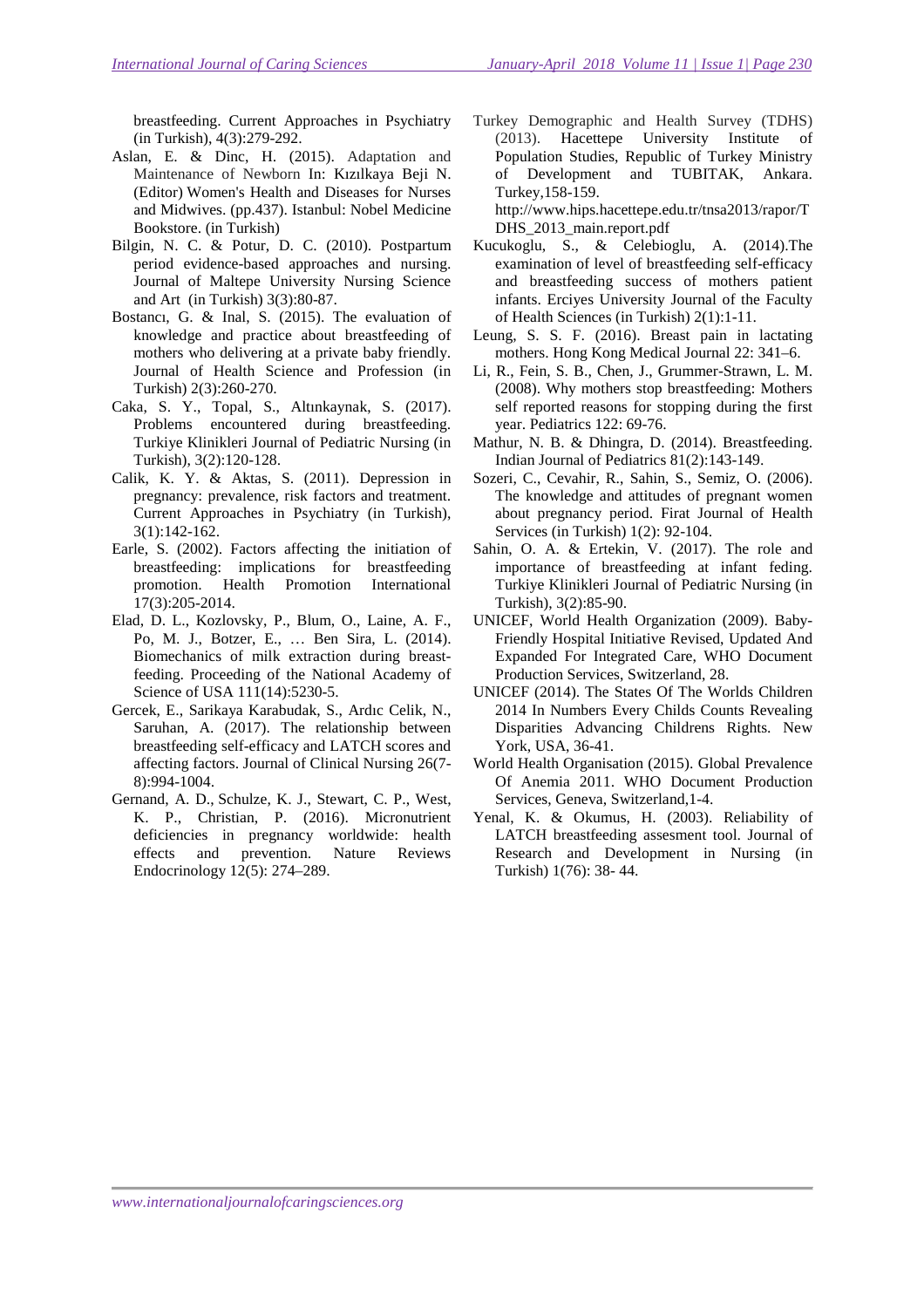breastfeeding. Current Approaches in Psychiatry (in Turkish), 4(3):279-292.

Aslan, E. & Dinc, H. (2015). Adaptation and Maintenance of Newborn In: Kızılkaya Beji N. (Editor) Women's Health and Diseases for Nurses and Midwives. (pp.437). Istanbul: Nobel Medicine Bookstore. (in Turkish)

Bilgin, N. C. & Potur, D. C. (2010). Postpartum period evidence-based approaches and nursing. Journal of Maltepe University Nursing Science and Art (in Turkish) 3(3):80-87.

Bostancı, G. & Inal, S. (2015). The evaluation of knowledge and practice about breastfeeding of mothers who delivering at a private baby friendly. Journal of Health Science and Profession (in Turkish) 2(3):260-270.

Caka, S. Y., Topal, S., Altınkaynak, S. (2017). Problems encountered during breastfeeding. Turkiye Klinikleri Journal of Pediatric Nursing (in Turkish), 3(2):120-128.

Calik, K. Y. & Aktas, S. (2011). Depression in pregnancy: prevalence, risk factors and treatment. Current Approaches in Psychiatry (in Turkish), 3(1):142-162.

Earle, S. (2002). Factors affecting the initiation of breastfeeding: implications for breastfeeding promotion. Health Promotion International 17(3):205-2014.

Elad, D. L., Kozlovsky, P., Blum, O., Laine, A. F., Po, M. J., Botzer, E., … Ben Sira, L. (2014). Biomechanics of milk extraction during breast-feeding. Proceeding of the National Academy of Science of USA 111(14):5230-5.

Gercek, E., Sarikaya Karabudak, S., Ardıc Celik, N., Saruhan, A. (2017). The relationship between breastfeeding self-efficacy and LATCH scores and affecting factors. Journal of Clinical Nursing 26(7-8):994-1004.

Gernand, A. D., Schulze, K. J., Stewart, C. P., West, K. P., Christian, P. (2016). Micronutrient deficiencies in pregnancy worldwide: health effects and prevention. Nature Reviews Endocrinology 12(5): 274–289.

Turkey Demographic and Health Survey (TDHS) (2013). Hacettepe University Institute of Population Studies, Republic of Turkey Ministry of Development and TUBITAK, Ankara. Turkey,158-159. http://www.hips.hacettepe.edu.tr/tnsa2013/rapor/TDHS_2013_main.report.pdf

Kucukoglu, S., & Celebioglu, A. (2014).The examination of level of breastfeeding self-efficacy and breastfeeding success of mothers patient infants. Erciyes University Journal of the Faculty of Health Sciences (in Turkish) 2(1):1-11.

Leung, S. S. F. (2016). Breast pain in lactating mothers. Hong Kong Medical Journal 22: 341–6.

Li, R., Fein, S. B., Chen, J., Grummer-Strawn, L. M. (2008). Why mothers stop breastfeeding: Mothers self reported reasons for stopping during the first year. Pediatrics 122: 69-76.

Mathur, N. B. & Dhingra, D. (2014). Breastfeeding. Indian Journal of Pediatrics 81(2):143-149.

Sozeri, C., Cevahir, R., Sahin, S., Semiz, O. (2006). The knowledge and attitudes of pregnant women about pregnancy period. Firat Journal of Health Services (in Turkish) 1(2): 92-104.

Sahin, O. A. & Ertekin, V. (2017). The role and importance of breastfeeding at infant feding. Turkiye Klinikleri Journal of Pediatric Nursing (in Turkish), 3(2):85-90.

UNICEF, World Health Organization (2009). Baby-Friendly Hospital Initiative Revised, Updated And Expanded For Integrated Care, WHO Document Production Services, Switzerland, 28.

UNICEF (2014). The States Of The Worlds Children 2014 In Numbers Every Childs Counts Revealing Disparities Advancing Childrens Rights. New York, USA, 36-41.

World Health Organisation (2015). Global Prevalence Of Anemia 2011. WHO Document Production Services, Geneva, Switzerland,1-4.

Yenal, K. & Okumus, H. (2003). Reliability of LATCH breastfeeding assesment tool. Journal of Research and Development in Nursing (in Turkish) 1(76): 38- 44.